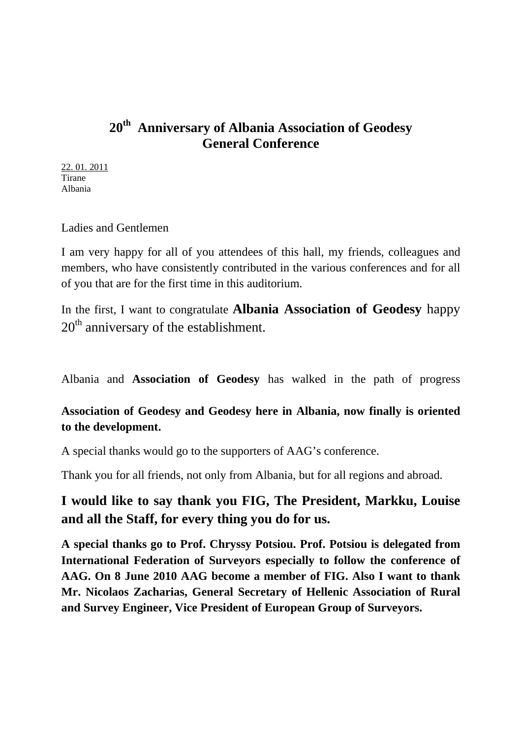# $20^{th}$ Anniversary of Albania Association of Geodesy
# General Conference

22. 01. 2011
Tirane
Albania

Ladies and Gentlemen

I am very happy for all of you attendees of this hall, my friends, colleagues and members, who have consistently contributed in the various conferences and for all of you that are for the first time in this auditorium.

In the first, I want to congratulate **Albania Association of Geodesy** happy $20^{th}$ anniversary of the establishment.

Albania and **Association of Geodesy** has walked in the path of progress

**Association of Geodesy and Geodesy here in Albania, now finally is oriented to the development.**

A special thanks would go to the supporters of AAG's conference.

Thank you for all friends, not only from Albania, but for all regions and abroad.

**I would like to say thank you FIG, The President, Markku, Louise and all the Staff, for every thing you do for us.**

**A special thanks go to Prof. Chryssy Potsiou. Prof. Potsiou is delegated from International Federation of Surveyors especially to follow the conference of AAG. On 8 June 2010 AAG become a member of FIG. Also I want to thank Mr. Nicolaos Zacharias, General Secretary of Hellenic Association of Rural and Survey Engineer, Vice President of European Group of Surveyors.**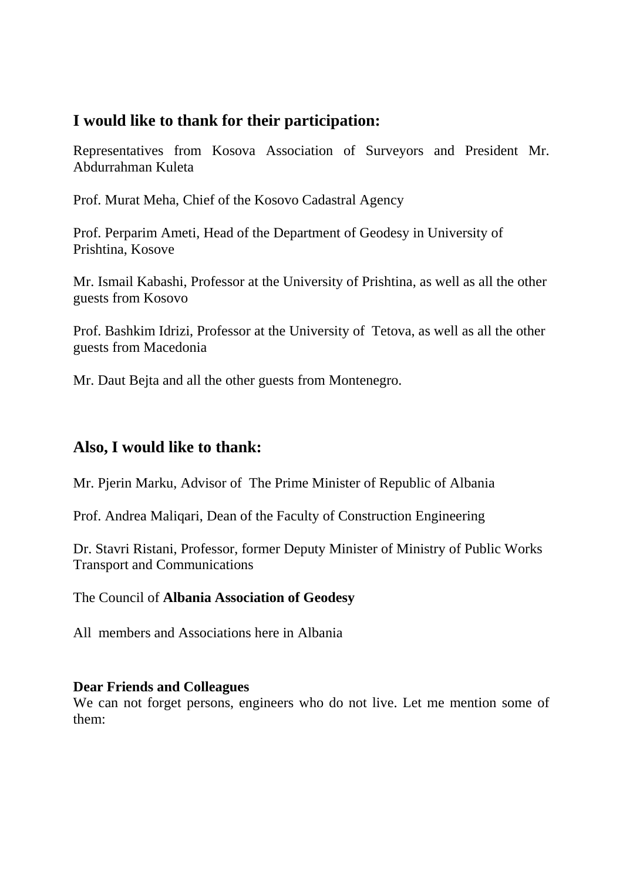## I would like to thank for their participation:

Representatives from Kosova Association of Surveyors and President Mr. Abdurrahman Kuleta

Prof. Murat Meha, Chief of the Kosovo Cadastral Agency

Prof. Perparim Ameti, Head of the Department of Geodesy in University of Prishtina, Kosove

Mr. Ismail Kabashi, Professor at the University of Prishtina, as well as all the other guests from Kosovo

Prof. Bashkim Idrizi, Professor at the University of Tetova, as well as all the other guests from Macedonia

Mr. Daut Bejta and all the other guests from Montenegro.

## Also, I would like to thank:

Mr. Pjerin Marku, Advisor of The Prime Minister of Republic of Albania

Prof. Andrea Maliqari, Dean of the Faculty of Construction Engineering

Dr. Stavri Ristani, Professor, former Deputy Minister of Ministry of Public Works Transport and Communications

The Council of **Albania Association of Geodesy**

All members and Associations here in Albania

**Dear Friends and Colleagues**

We can not forget persons, engineers who do not live. Let me mention some of them: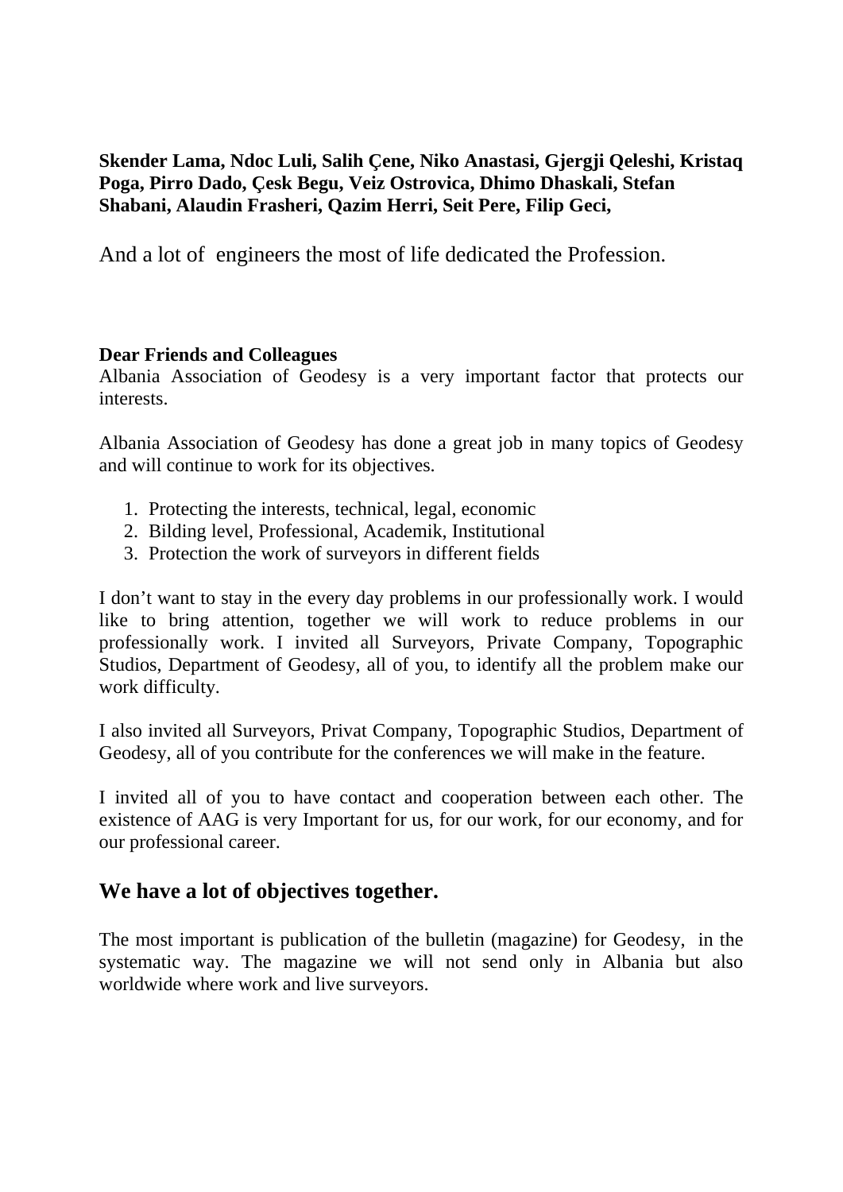**Skender Lama, Ndoc Luli, Salih Çene, Niko Anastasi, Gjergji Qeleshi, Kristaq Poga, Pirro Dado, Çesk Begu, Veiz Ostrovica, Dhimo Dhaskali, Stefan Shabani, Alaudin Frasheri, Qazim Herri, Seit Pere, Filip Geci,**

And a lot of engineers the most of life dedicated the Profession.

**Dear Friends and Colleagues**

Albania Association of Geodesy is a very important factor that protects our interests.

Albania Association of Geodesy has done a great job in many topics of Geodesy and will continue to work for its objectives.

1. Protecting the interests, technical, legal, economic
2. Bilding level, Professional, Academik, Institutional
3. Protection the work of surveyors in different fields

I don't want to stay in the every day problems in our professionally work. I would like to bring attention, together we will work to reduce problems in our professionally work. I invited all Surveyors, Private Company, Topographic Studios, Department of Geodesy, all of you, to identify all the problem make our work difficulty.

I also invited all Surveyors, Privat Company, Topographic Studios, Department of Geodesy, all of you contribute for the conferences we will make in the feature.

I invited all of you to have contact and cooperation between each other. The existence of AAG is very Important for us, for our work, for our economy, and for our professional career.

## We have a lot of objectives together.

The most important is publication of the bulletin (magazine) for Geodesy, in the systematic way. The magazine we will not send only in Albania but also worldwide where work and live surveyors.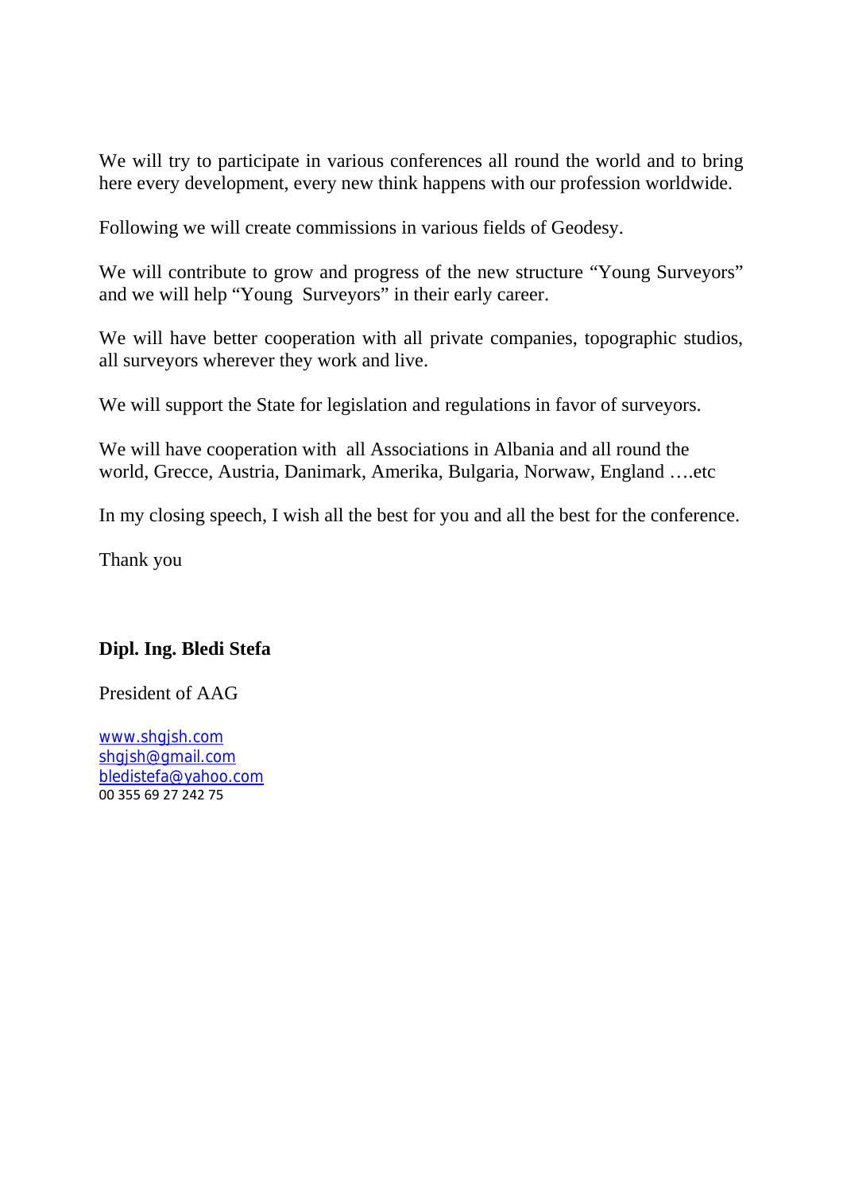We will try to participate in various conferences all round the world and to bring here every development, every new think happens with our profession worldwide.

Following we will create commissions in various fields of Geodesy.

We will contribute to grow and progress of the new structure “Young Surveyors” and we will help “Young Surveyors” in their early career.

We will have better cooperation with all private companies, topographic studios, all surveyors wherever they work and live.

We will support the State for legislation and regulations in favor of surveyors.

We will have cooperation with all Associations in Albania and all round the world, Grecce, Austria, Danimark, Amerika, Bulgaria, Norwaw, England ….etc

In my closing speech, I wish all the best for you and all the best for the conference.

Thank you

**Dipl. Ing. Bledi Stefa**

President of AAG

www.shgjsh.com
shgjsh@gmail.com
bledistefa@yahoo.com
00 355 69 27 242 75